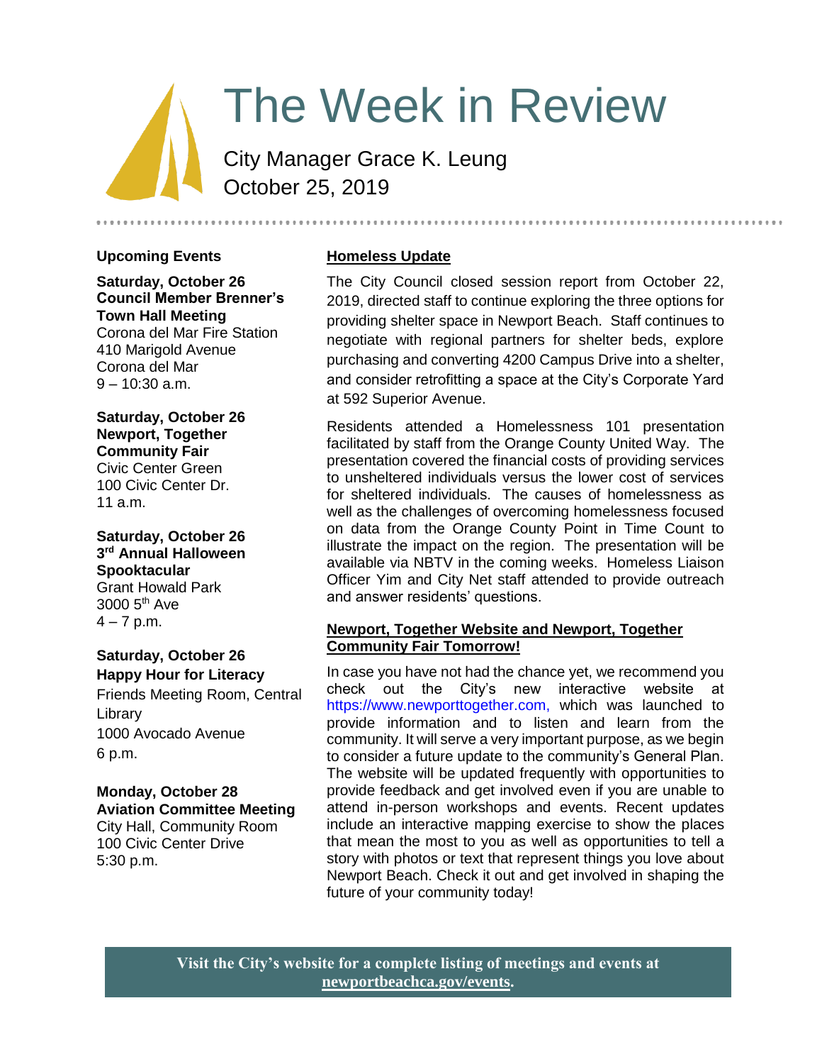# The Week in Review

City Manager Grace K. Leung
October 25, 2019

## Upcoming Events

**Saturday, October 26**
**Council Member Brenner's Town Hall Meeting**
Corona del Mar Fire Station
410 Marigold Avenue
Corona del Mar
9 – 10:30 a.m.

**Saturday, October 26**
**Newport, Together Community Fair**
Civic Center Green
100 Civic Center Dr.
11 a.m.

**Saturday, October 26**
**3rd Annual Halloween Spooktacular**
Grant Howald Park
3000 5th Ave
4 – 7 p.m.

**Saturday, October 26**
**Happy Hour for Literacy**
Friends Meeting Room, Central Library
1000 Avocado Avenue
6 p.m.

**Monday, October 28**
**Aviation Committee Meeting**
City Hall, Community Room
100 Civic Center Drive
5:30 p.m.

## Homeless Update

The City Council closed session report from October 22, 2019, directed staff to continue exploring the three options for providing shelter space in Newport Beach. Staff continues to negotiate with regional partners for shelter beds, explore purchasing and converting 4200 Campus Drive into a shelter, and consider retrofitting a space at the City's Corporate Yard at 592 Superior Avenue.

Residents attended a Homelessness 101 presentation facilitated by staff from the Orange County United Way. The presentation covered the financial costs of providing services to unsheltered individuals versus the lower cost of services for sheltered individuals. The causes of homelessness as well as the challenges of overcoming homelessness focused on data from the Orange County Point in Time Count to illustrate the impact on the region. The presentation will be available via NBTV in the coming weeks. Homeless Liaison Officer Yim and City Net staff attended to provide outreach and answer residents' questions.

## Newport, Together Website and Newport, Together Community Fair Tomorrow!

In case you have not had the chance yet, we recommend you check out the City's new interactive website at https://www.newporttogether.com, which was launched to provide information and to listen and learn from the community. It will serve a very important purpose, as we begin to consider a future update to the community's General Plan. The website will be updated frequently with opportunities to provide feedback and get involved even if you are unable to attend in-person workshops and events. Recent updates include an interactive mapping exercise to show the places that mean the most to you as well as opportunities to tell a story with photos or text that represent things you love about Newport Beach. Check it out and get involved in shaping the future of your community today!

**Visit the City's website for a complete listing of meetings and events at newportbeachca.gov/events.**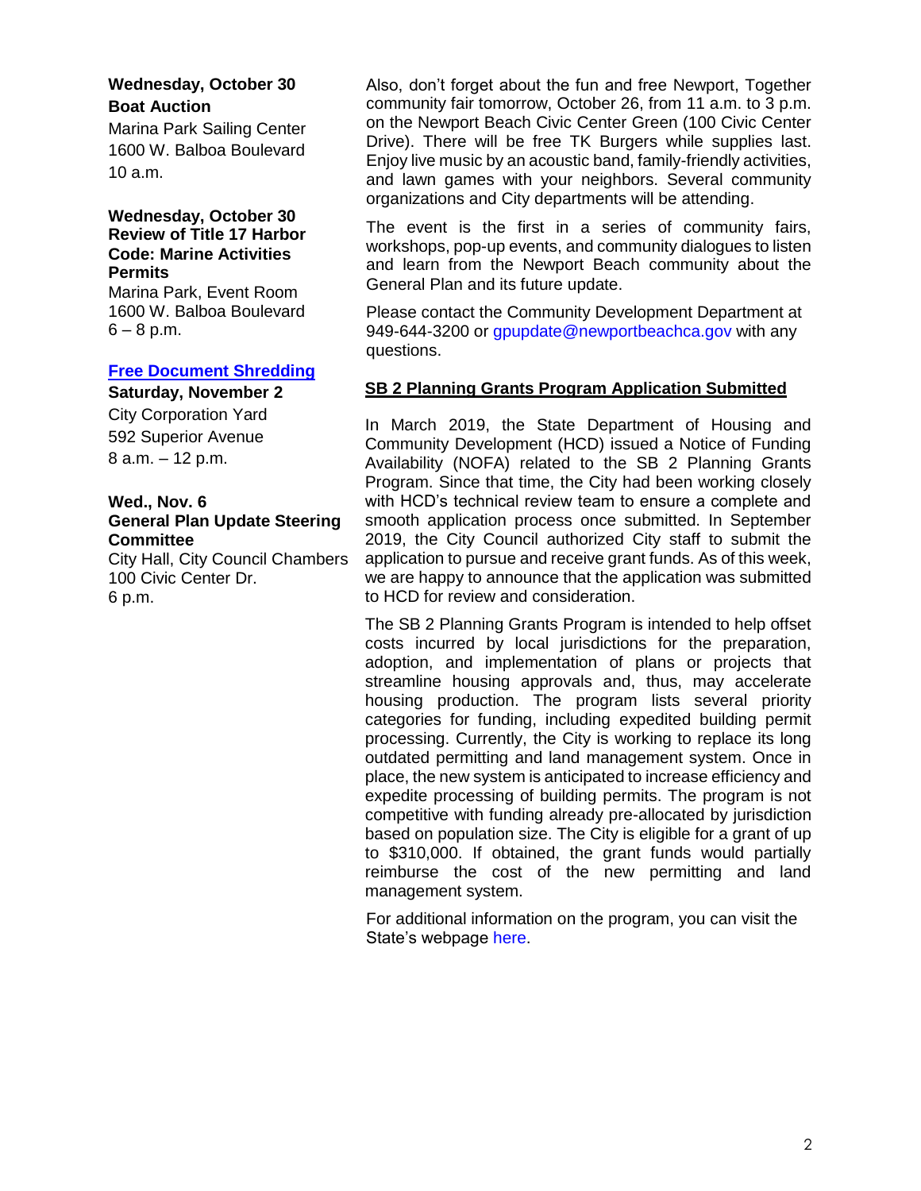**Wednesday, October 30**
**Boat Auction**
Marina Park Sailing Center
1600 W. Balboa Boulevard
10 a.m.

**Wednesday, October 30**
**Review of Title 17 Harbor Code: Marine Activities Permits**
Marina Park, Event Room
1600 W. Balboa Boulevard
6 – 8 p.m.

**Free Document Shredding**
**Saturday, November 2**
City Corporation Yard
592 Superior Avenue
8 a.m. – 12 p.m.

**Wed., Nov. 6**
**General Plan Update Steering Committee**
City Hall, City Council Chambers
100 Civic Center Dr.
6 p.m.

Also, don't forget about the fun and free Newport, Together community fair tomorrow, October 26, from 11 a.m. to 3 p.m. on the Newport Beach Civic Center Green (100 Civic Center Drive). There will be free TK Burgers while supplies last. Enjoy live music by an acoustic band, family-friendly activities, and lawn games with your neighbors. Several community organizations and City departments will be attending.

The event is the first in a series of community fairs, workshops, pop-up events, and community dialogues to listen and learn from the Newport Beach community about the General Plan and its future update.

Please contact the Community Development Department at 949-644-3200 or gpupdate@newportbeachca.gov with any questions.

## SB 2 Planning Grants Program Application Submitted

In March 2019, the State Department of Housing and Community Development (HCD) issued a Notice of Funding Availability (NOFA) related to the SB 2 Planning Grants Program. Since that time, the City had been working closely with HCD's technical review team to ensure a complete and smooth application process once submitted. In September 2019, the City Council authorized City staff to submit the application to pursue and receive grant funds. As of this week, we are happy to announce that the application was submitted to HCD for review and consideration.

The SB 2 Planning Grants Program is intended to help offset costs incurred by local jurisdictions for the preparation, adoption, and implementation of plans or projects that streamline housing approvals and, thus, may accelerate housing production. The program lists several priority categories for funding, including expedited building permit processing. Currently, the City is working to replace its long outdated permitting and land management system. Once in place, the new system is anticipated to increase efficiency and expedite processing of building permits. The program is not competitive with funding already pre-allocated by jurisdiction based on population size. The City is eligible for a grant of up to $310,000. If obtained, the grant funds would partially reimburse the cost of the new permitting and land management system.

For additional information on the program, you can visit the State's webpage here.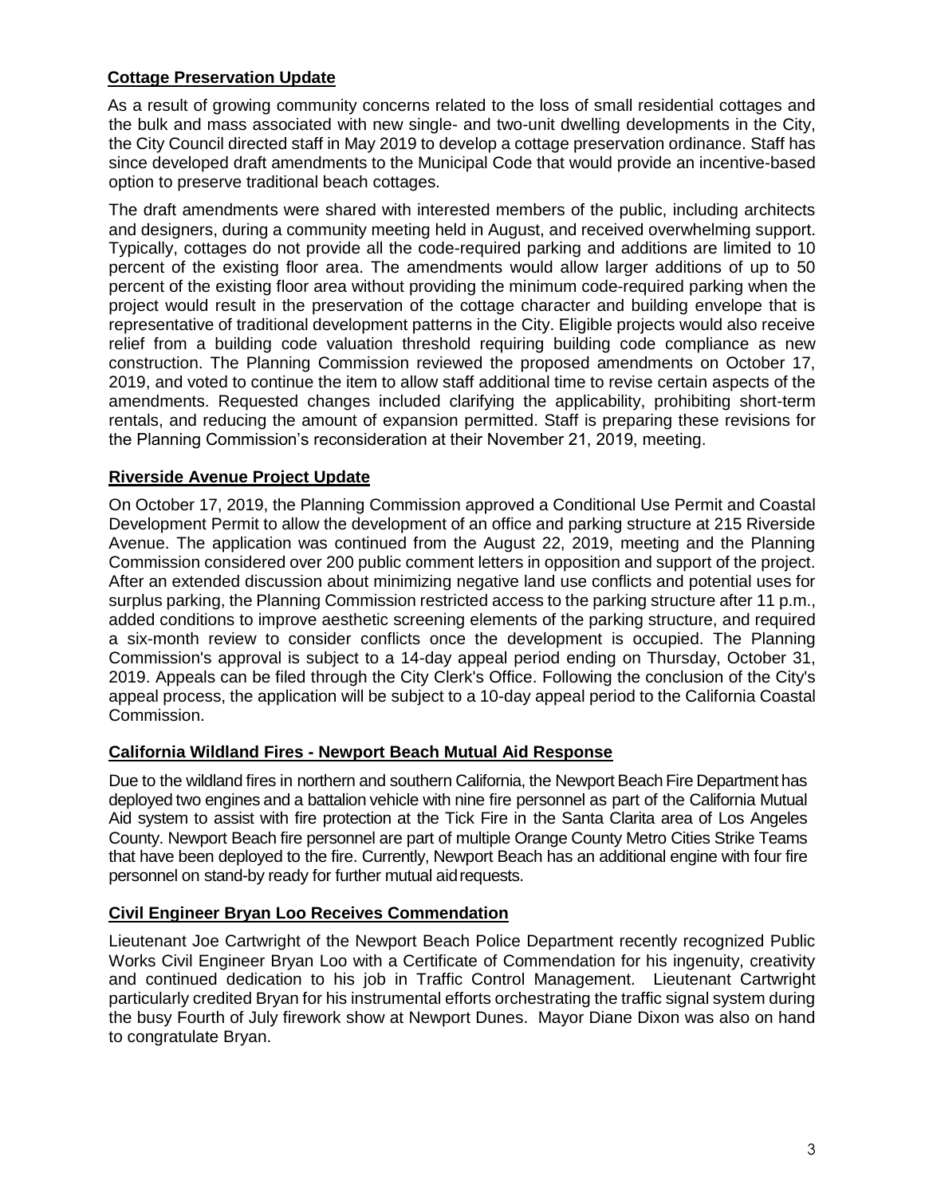**Cottage Preservation Update**

As a result of growing community concerns related to the loss of small residential cottages and the bulk and mass associated with new single- and two-unit dwelling developments in the City, the City Council directed staff in May 2019 to develop a cottage preservation ordinance. Staff has since developed draft amendments to the Municipal Code that would provide an incentive-based option to preserve traditional beach cottages.

The draft amendments were shared with interested members of the public, including architects and designers, during a community meeting held in August, and received overwhelming support. Typically, cottages do not provide all the code-required parking and additions are limited to 10 percent of the existing floor area. The amendments would allow larger additions of up to 50 percent of the existing floor area without providing the minimum code-required parking when the project would result in the preservation of the cottage character and building envelope that is representative of traditional development patterns in the City. Eligible projects would also receive relief from a building code valuation threshold requiring building code compliance as new construction. The Planning Commission reviewed the proposed amendments on October 17, 2019, and voted to continue the item to allow staff additional time to revise certain aspects of the amendments. Requested changes included clarifying the applicability, prohibiting short-term rentals, and reducing the amount of expansion permitted. Staff is preparing these revisions for the Planning Commission's reconsideration at their November 21, 2019, meeting.

**Riverside Avenue Project Update**

On October 17, 2019, the Planning Commission approved a Conditional Use Permit and Coastal Development Permit to allow the development of an office and parking structure at 215 Riverside Avenue. The application was continued from the August 22, 2019, meeting and the Planning Commission considered over 200 public comment letters in opposition and support of the project. After an extended discussion about minimizing negative land use conflicts and potential uses for surplus parking, the Planning Commission restricted access to the parking structure after 11 p.m., added conditions to improve aesthetic screening elements of the parking structure, and required a six-month review to consider conflicts once the development is occupied. The Planning Commission's approval is subject to a 14-day appeal period ending on Thursday, October 31, 2019. Appeals can be filed through the City Clerk's Office. Following the conclusion of the City's appeal process, the application will be subject to a 10-day appeal period to the California Coastal Commission.

**California Wildland Fires - Newport Beach Mutual Aid Response**

Due to the wildland fires in northern and southern California, the Newport Beach Fire Department has deployed two engines and a battalion vehicle with nine fire personnel as part of the California Mutual Aid system to assist with fire protection at the Tick Fire in the Santa Clarita area of Los Angeles County. Newport Beach fire personnel are part of multiple Orange County Metro Cities Strike Teams that have been deployed to the fire. Currently, Newport Beach has an additional engine with four fire personnel on stand-by ready for further mutual aid requests.

**Civil Engineer Bryan Loo Receives Commendation**

Lieutenant Joe Cartwright of the Newport Beach Police Department recently recognized Public Works Civil Engineer Bryan Loo with a Certificate of Commendation for his ingenuity, creativity and continued dedication to his job in Traffic Control Management. Lieutenant Cartwright particularly credited Bryan for his instrumental efforts orchestrating the traffic signal system during the busy Fourth of July firework show at Newport Dunes. Mayor Diane Dixon was also on hand to congratulate Bryan.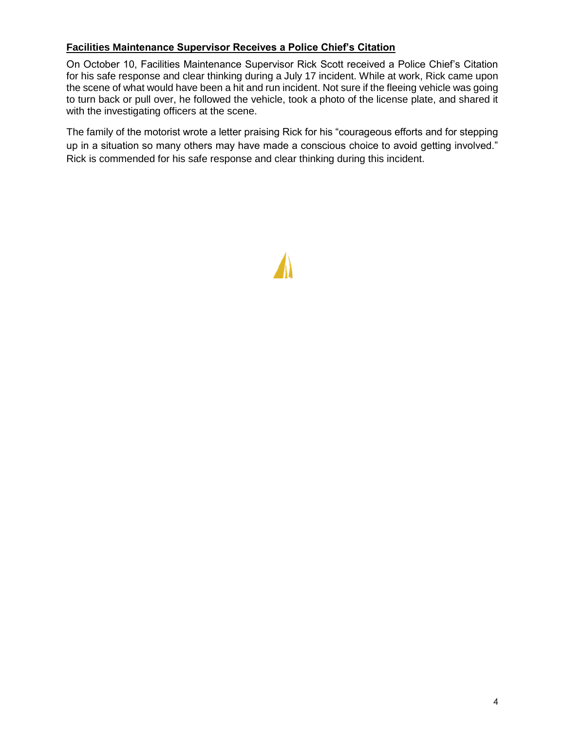## **Facilities Maintenance Supervisor Receives a Police Chief's Citation**

On October 10, Facilities Maintenance Supervisor Rick Scott received a Police Chief's Citation for his safe response and clear thinking during a July 17 incident. While at work, Rick came upon the scene of what would have been a hit and run incident. Not sure if the fleeing vehicle was going to turn back or pull over, he followed the vehicle, took a photo of the license plate, and shared it with the investigating officers at the scene.

The family of the motorist wrote a letter praising Rick for his "courageous efforts and for stepping up in a situation so many others may have made a conscious choice to avoid getting involved." Rick is commended for his safe response and clear thinking during this incident.